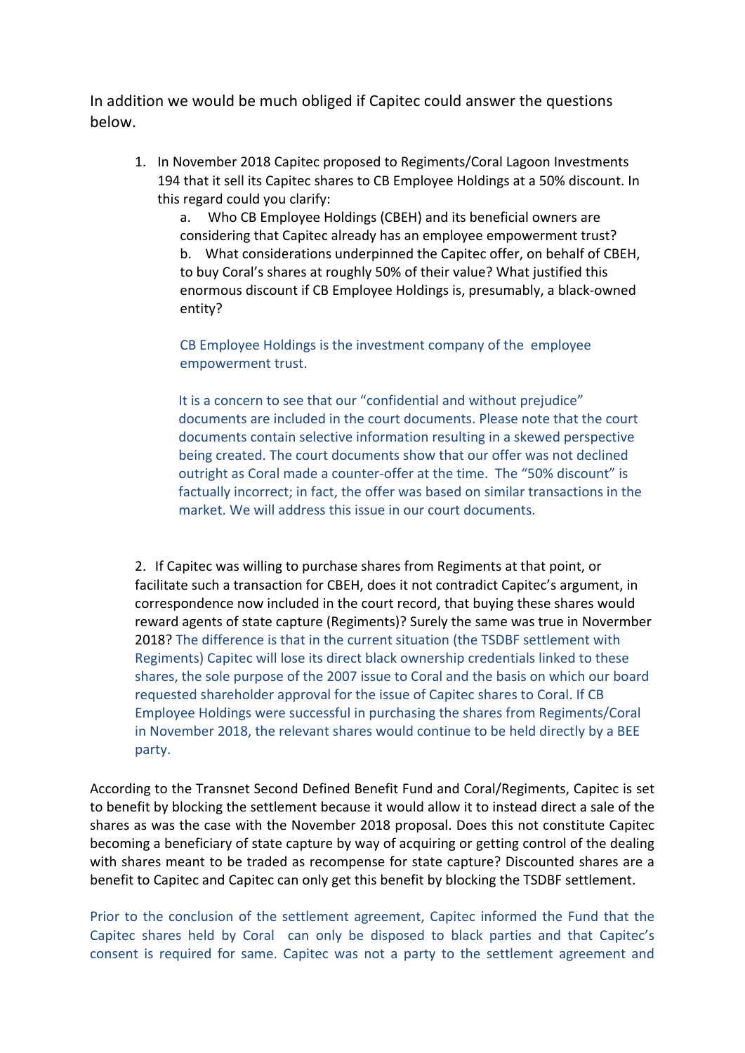In addition we would be much obliged if Capitec could answer the questions below.

1. In November 2018 Capitec proposed to Regiments/Coral Lagoon Investments 194 that it sell its Capitec shares to CB Employee Holdings at a 50% discount. In this regard could you clarify:
   a. Who CB Employee Holdings (CBEH) and its beneficial owners are considering that Capitec already has an employee empowerment trust?
   b. What considerations underpinned the Capitec offer, on behalf of CBEH, to buy Coral's shares at roughly 50% of their value? What justified this enormous discount if CB Employee Holdings is, presumably, a black-owned entity?

   CB Employee Holdings is the investment company of the employee empowerment trust.

   It is a concern to see that our "confidential and without prejudice" documents are included in the court documents. Please note that the court documents contain selective information resulting in a skewed perspective being created. The court documents show that our offer was not declined outright as Coral made a counter-offer at the time. The "50% discount" is factually incorrect; in fact, the offer was based on similar transactions in the market. We will address this issue in our court documents.

2. If Capitec was willing to purchase shares from Regiments at that point, or facilitate such a transaction for CBEH, does it not contradict Capitec's argument, in correspondence now included in the court record, that buying these shares would reward agents of state capture (Regiments)? Surely the same was true in Novermber 2018? The difference is that in the current situation (the TSDBF settlement with Regiments) Capitec will lose its direct black ownership credentials linked to these shares, the sole purpose of the 2007 issue to Coral and the basis on which our board requested shareholder approval for the issue of Capitec shares to Coral. If CB Employee Holdings were successful in purchasing the shares from Regiments/Coral in November 2018, the relevant shares would continue to be held directly by a BEE party.

According to the Transnet Second Defined Benefit Fund and Coral/Regiments, Capitec is set to benefit by blocking the settlement because it would allow it to instead direct a sale of the shares as was the case with the November 2018 proposal. Does this not constitute Capitec becoming a beneficiary of state capture by way of acquiring or getting control of the dealing with shares meant to be traded as recompense for state capture? Discounted shares are a benefit to Capitec and Capitec can only get this benefit by blocking the TSDBF settlement.

Prior to the conclusion of the settlement agreement, Capitec informed the Fund that the Capitec shares held by Coral can only be disposed to black parties and that Capitec's consent is required for same. Capitec was not a party to the settlement agreement and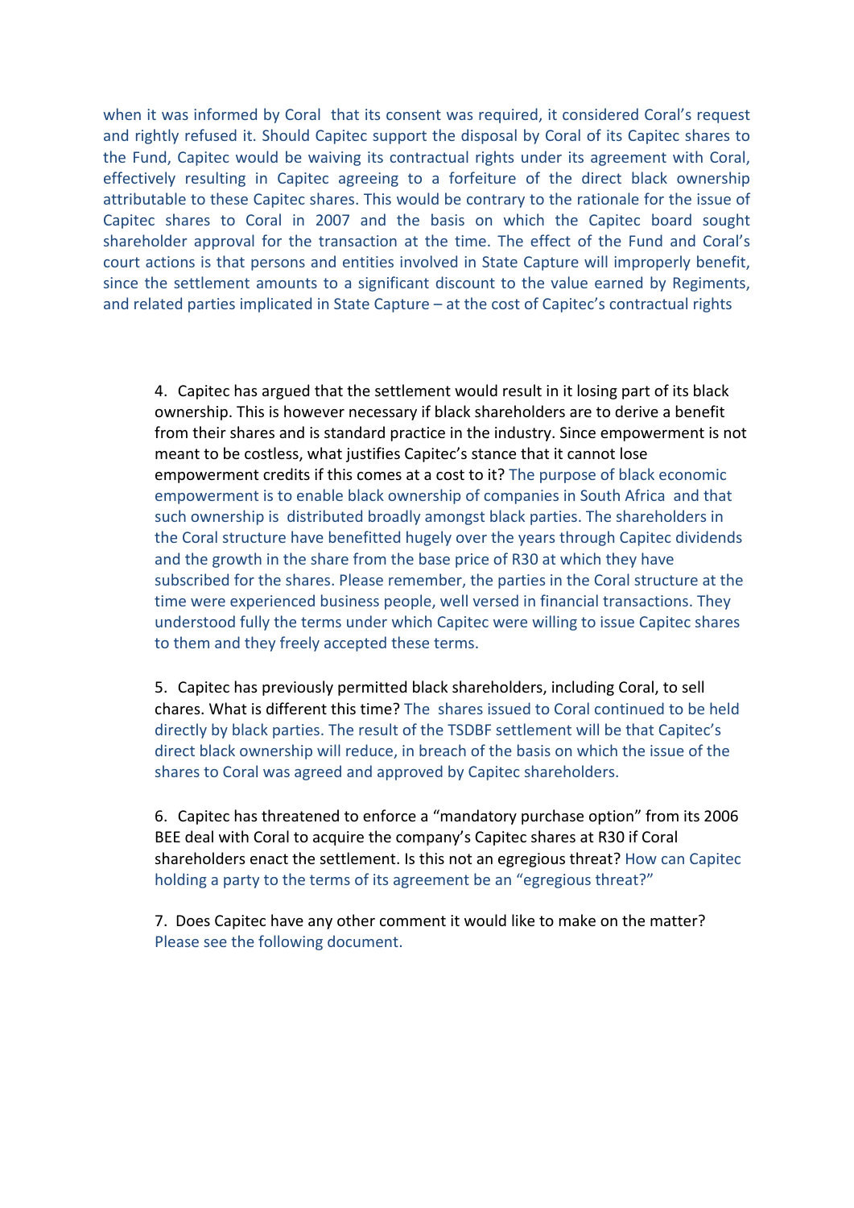when it was informed by Coral that its consent was required, it considered Coral's request and rightly refused it. Should Capitec support the disposal by Coral of its Capitec shares to the Fund, Capitec would be waiving its contractual rights under its agreement with Coral, effectively resulting in Capitec agreeing to a forfeiture of the direct black ownership attributable to these Capitec shares. This would be contrary to the rationale for the issue of Capitec shares to Coral in 2007 and the basis on which the Capitec board sought shareholder approval for the transaction at the time. The effect of the Fund and Coral's court actions is that persons and entities involved in State Capture will improperly benefit, since the settlement amounts to a significant discount to the value earned by Regiments, and related parties implicated in State Capture – at the cost of Capitec's contractual rights

4. Capitec has argued that the settlement would result in it losing part of its black ownership. This is however necessary if black shareholders are to derive a benefit from their shares and is standard practice in the industry. Since empowerment is not meant to be costless, what justifies Capitec's stance that it cannot lose empowerment credits if this comes at a cost to it? The purpose of black economic empowerment is to enable black ownership of companies in South Africa and that such ownership is distributed broadly amongst black parties. The shareholders in the Coral structure have benefitted hugely over the years through Capitec dividends and the growth in the share from the base price of R30 at which they have subscribed for the shares. Please remember, the parties in the Coral structure at the time were experienced business people, well versed in financial transactions. They understood fully the terms under which Capitec were willing to issue Capitec shares to them and they freely accepted these terms.

5. Capitec has previously permitted black shareholders, including Coral, to sell chares. What is different this time? The shares issued to Coral continued to be held directly by black parties. The result of the TSDBF settlement will be that Capitec's direct black ownership will reduce, in breach of the basis on which the issue of the shares to Coral was agreed and approved by Capitec shareholders.

6. Capitec has threatened to enforce a "mandatory purchase option" from its 2006 BEE deal with Coral to acquire the company's Capitec shares at R30 if Coral shareholders enact the settlement. Is this not an egregious threat? How can Capitec holding a party to the terms of its agreement be an "egregious threat?"

7. Does Capitec have any other comment it would like to make on the matter? Please see the following document.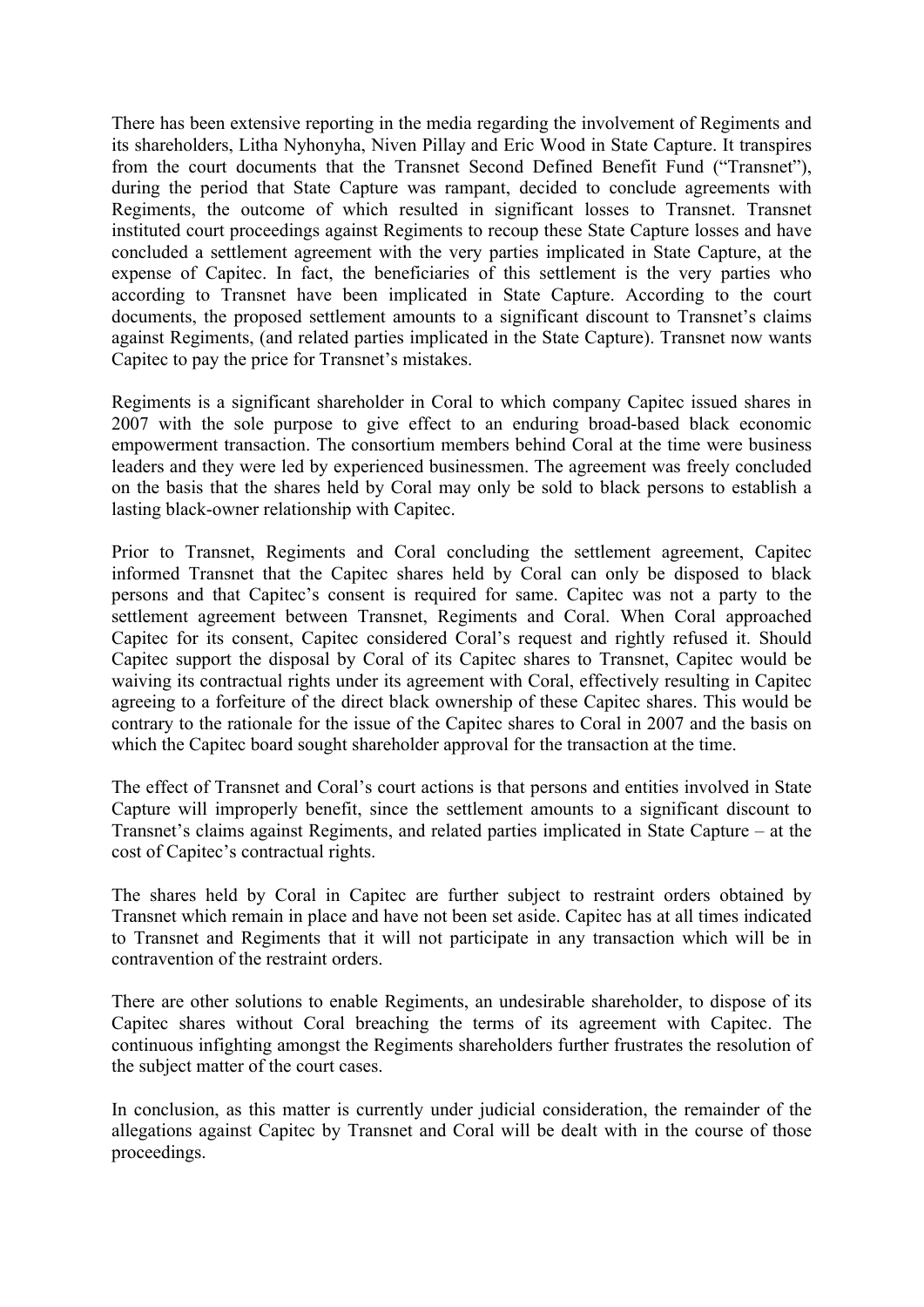There has been extensive reporting in the media regarding the involvement of Regiments and its shareholders, Litha Nyhonyha, Niven Pillay and Eric Wood in State Capture. It transpires from the court documents that the Transnet Second Defined Benefit Fund ("Transnet"), during the period that State Capture was rampant, decided to conclude agreements with Regiments, the outcome of which resulted in significant losses to Transnet. Transnet instituted court proceedings against Regiments to recoup these State Capture losses and have concluded a settlement agreement with the very parties implicated in State Capture, at the expense of Capitec. In fact, the beneficiaries of this settlement is the very parties who according to Transnet have been implicated in State Capture. According to the court documents, the proposed settlement amounts to a significant discount to Transnet's claims against Regiments, (and related parties implicated in the State Capture). Transnet now wants Capitec to pay the price for Transnet's mistakes.

Regiments is a significant shareholder in Coral to which company Capitec issued shares in 2007 with the sole purpose to give effect to an enduring broad-based black economic empowerment transaction. The consortium members behind Coral at the time were business leaders and they were led by experienced businessmen. The agreement was freely concluded on the basis that the shares held by Coral may only be sold to black persons to establish a lasting black-owner relationship with Capitec.

Prior to Transnet, Regiments and Coral concluding the settlement agreement, Capitec informed Transnet that the Capitec shares held by Coral can only be disposed to black persons and that Capitec's consent is required for same. Capitec was not a party to the settlement agreement between Transnet, Regiments and Coral. When Coral approached Capitec for its consent, Capitec considered Coral's request and rightly refused it. Should Capitec support the disposal by Coral of its Capitec shares to Transnet, Capitec would be waiving its contractual rights under its agreement with Coral, effectively resulting in Capitec agreeing to a forfeiture of the direct black ownership of these Capitec shares. This would be contrary to the rationale for the issue of the Capitec shares to Coral in 2007 and the basis on which the Capitec board sought shareholder approval for the transaction at the time.

The effect of Transnet and Coral's court actions is that persons and entities involved in State Capture will improperly benefit, since the settlement amounts to a significant discount to Transnet's claims against Regiments, and related parties implicated in State Capture – at the cost of Capitec's contractual rights.

The shares held by Coral in Capitec are further subject to restraint orders obtained by Transnet which remain in place and have not been set aside. Capitec has at all times indicated to Transnet and Regiments that it will not participate in any transaction which will be in contravention of the restraint orders.

There are other solutions to enable Regiments, an undesirable shareholder, to dispose of its Capitec shares without Coral breaching the terms of its agreement with Capitec. The continuous infighting amongst the Regiments shareholders further frustrates the resolution of the subject matter of the court cases.

In conclusion, as this matter is currently under judicial consideration, the remainder of the allegations against Capitec by Transnet and Coral will be dealt with in the course of those proceedings.